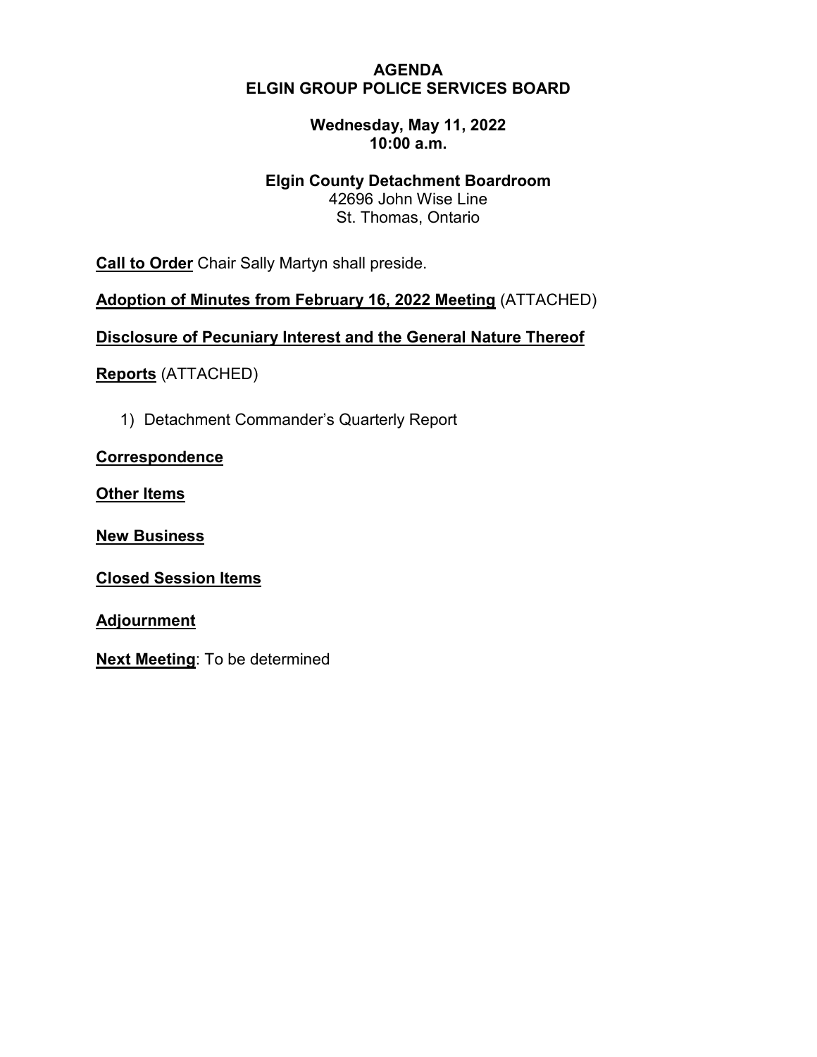# AGENDA
# ELGIN GROUP POLICE SERVICES BOARD

**Wednesday, May 11, 2022**
**10:00 a.m.**

**Elgin County Detachment Boardroom**
42696 John Wise Line
St. Thomas, Ontario

**Call to Order** Chair Sally Martyn shall preside.

**Adoption of Minutes from February 16, 2022 Meeting** (ATTACHED)

**Disclosure of Pecuniary Interest and the General Nature Thereof**

**Reports** (ATTACHED)

1) Detachment Commander's Quarterly Report

**Correspondence**

**Other Items**

**New Business**

**Closed Session Items**

**Adjournment**

**Next Meeting**: To be determined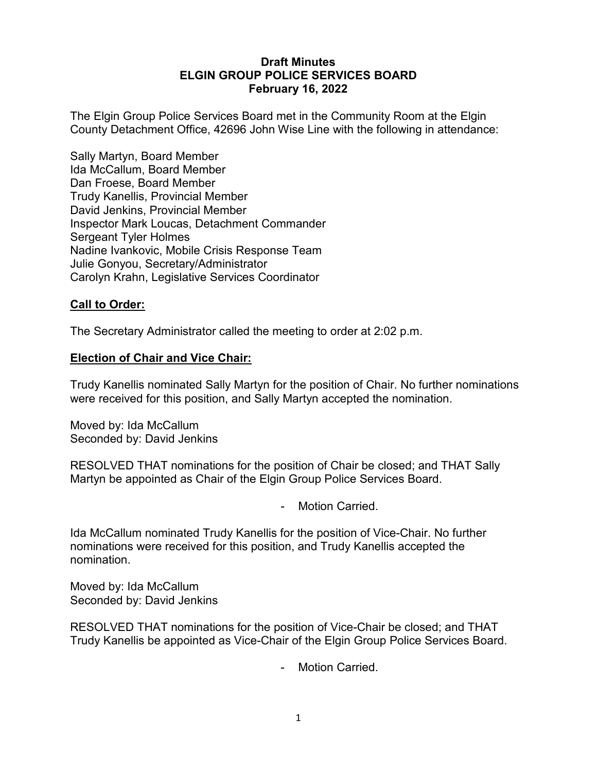**Draft Minutes**
**ELGIN GROUP POLICE SERVICES BOARD**
**February 16, 2022**

The Elgin Group Police Services Board met in the Community Room at the Elgin County Detachment Office, 42696 John Wise Line with the following in attendance:

Sally Martyn, Board Member
Ida McCallum, Board Member
Dan Froese, Board Member
Trudy Kanellis, Provincial Member
David Jenkins, Provincial Member
Inspector Mark Loucas, Detachment Commander
Sergeant Tyler Holmes
Nadine Ivankovic, Mobile Crisis Response Team
Julie Gonyou, Secretary/Administrator
Carolyn Krahn, Legislative Services Coordinator

## **Call to Order:**

The Secretary Administrator called the meeting to order at 2:02 p.m.

## **Election of Chair and Vice Chair:**

Trudy Kanellis nominated Sally Martyn for the position of Chair. No further nominations were received for this position, and Sally Martyn accepted the nomination.

Moved by: Ida McCallum
Seconded by: David Jenkins

RESOLVED THAT nominations for the position of Chair be closed; and THAT Sally Martyn be appointed as Chair of the Elgin Group Police Services Board.

- Motion Carried.

Ida McCallum nominated Trudy Kanellis for the position of Vice-Chair. No further nominations were received for this position, and Trudy Kanellis accepted the nomination.

Moved by: Ida McCallum
Seconded by: David Jenkins

RESOLVED THAT nominations for the position of Vice-Chair be closed; and THAT Trudy Kanellis be appointed as Vice-Chair of the Elgin Group Police Services Board.

- Motion Carried.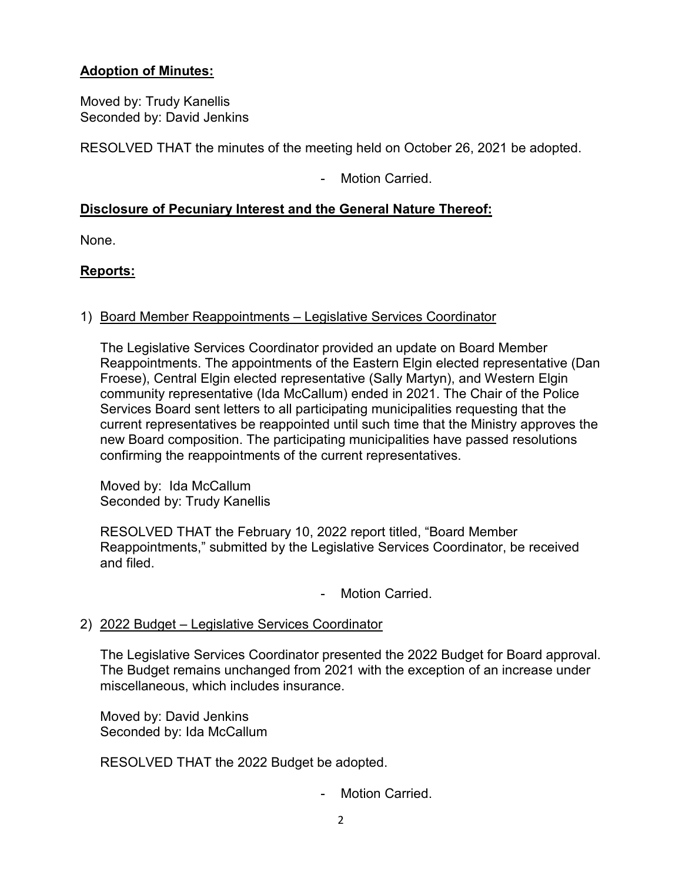**Adoption of Minutes:**

Moved by: Trudy Kanellis
Seconded by: David Jenkins

RESOLVED THAT the minutes of the meeting held on October 26, 2021 be adopted.

- Motion Carried.

**Disclosure of Pecuniary Interest and the General Nature Thereof:**

None.

**Reports:**

1) Board Member Reappointments – Legislative Services Coordinator

The Legislative Services Coordinator provided an update on Board Member Reappointments. The appointments of the Eastern Elgin elected representative (Dan Froese), Central Elgin elected representative (Sally Martyn), and Western Elgin community representative (Ida McCallum) ended in 2021. The Chair of the Police Services Board sent letters to all participating municipalities requesting that the current representatives be reappointed until such time that the Ministry approves the new Board composition. The participating municipalities have passed resolutions confirming the reappointments of the current representatives.

Moved by: Ida McCallum
Seconded by: Trudy Kanellis

RESOLVED THAT the February 10, 2022 report titled, "Board Member Reappointments," submitted by the Legislative Services Coordinator, be received and filed.

- Motion Carried.

2) 2022 Budget – Legislative Services Coordinator

The Legislative Services Coordinator presented the 2022 Budget for Board approval. The Budget remains unchanged from 2021 with the exception of an increase under miscellaneous, which includes insurance.

Moved by: David Jenkins
Seconded by: Ida McCallum

RESOLVED THAT the 2022 Budget be adopted.

- Motion Carried.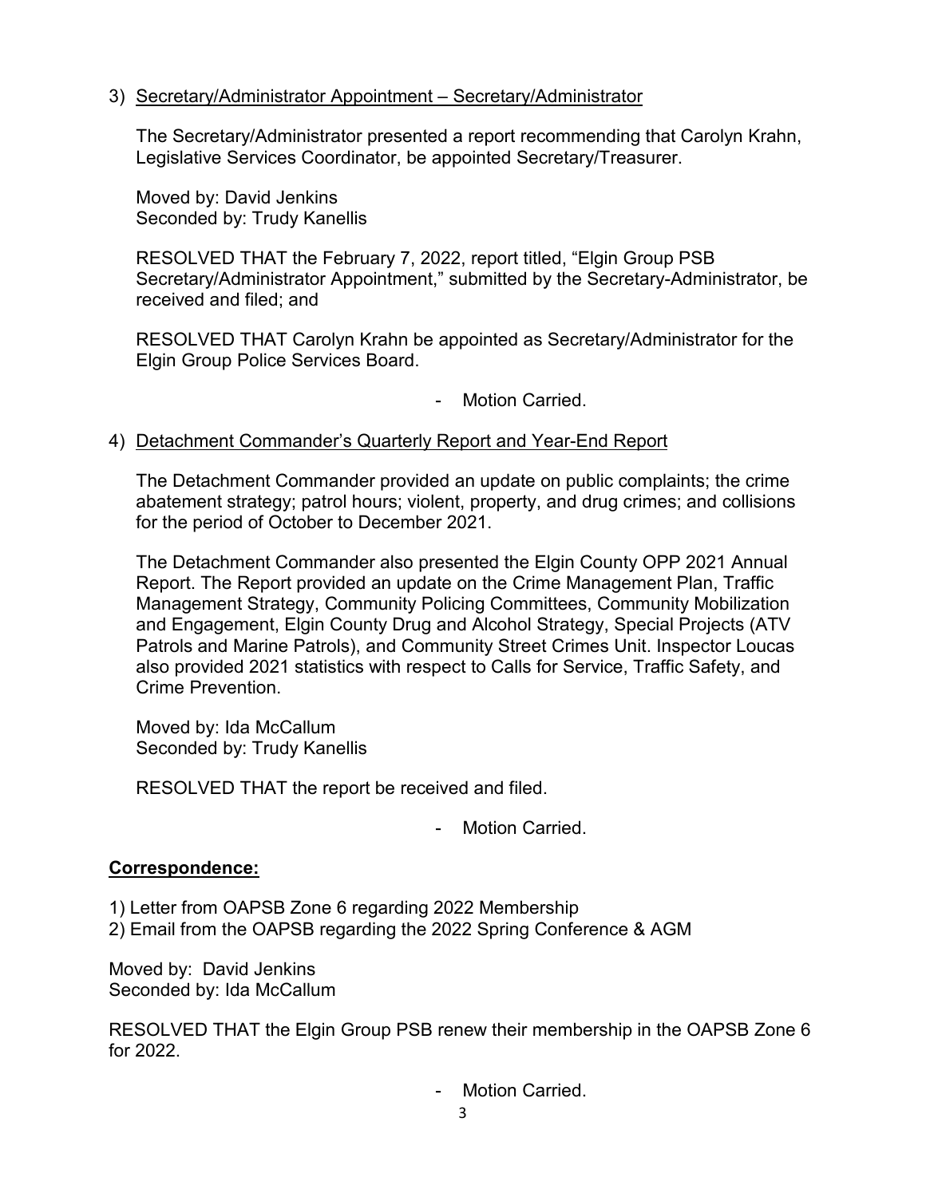3) Secretary/Administrator Appointment – Secretary/Administrator

   The Secretary/Administrator presented a report recommending that Carolyn Krahn, Legislative Services Coordinator, be appointed Secretary/Treasurer.

   Moved by: David Jenkins
   Seconded by: Trudy Kanellis

   RESOLVED THAT the February 7, 2022, report titled, "Elgin Group PSB Secretary/Administrator Appointment," submitted by the Secretary-Administrator, be received and filed; and

   RESOLVED THAT Carolyn Krahn be appointed as Secretary/Administrator for the Elgin Group Police Services Board.

   - Motion Carried.

4) Detachment Commander's Quarterly Report and Year-End Report

   The Detachment Commander provided an update on public complaints; the crime abatement strategy; patrol hours; violent, property, and drug crimes; and collisions for the period of October to December 2021.

   The Detachment Commander also presented the Elgin County OPP 2021 Annual Report. The Report provided an update on the Crime Management Plan, Traffic Management Strategy, Community Policing Committees, Community Mobilization and Engagement, Elgin County Drug and Alcohol Strategy, Special Projects (ATV Patrols and Marine Patrols), and Community Street Crimes Unit. Inspector Loucas also provided 2021 statistics with respect to Calls for Service, Traffic Safety, and Crime Prevention.

   Moved by: Ida McCallum
   Seconded by: Trudy Kanellis

   RESOLVED THAT the report be received and filed.

   - Motion Carried.

**Correspondence:**

1) Letter from OAPSB Zone 6 regarding 2022 Membership
2) Email from the OAPSB regarding the 2022 Spring Conference & AGM

Moved by: David Jenkins
Seconded by: Ida McCallum

RESOLVED THAT the Elgin Group PSB renew their membership in the OAPSB Zone 6 for 2022.

- Motion Carried.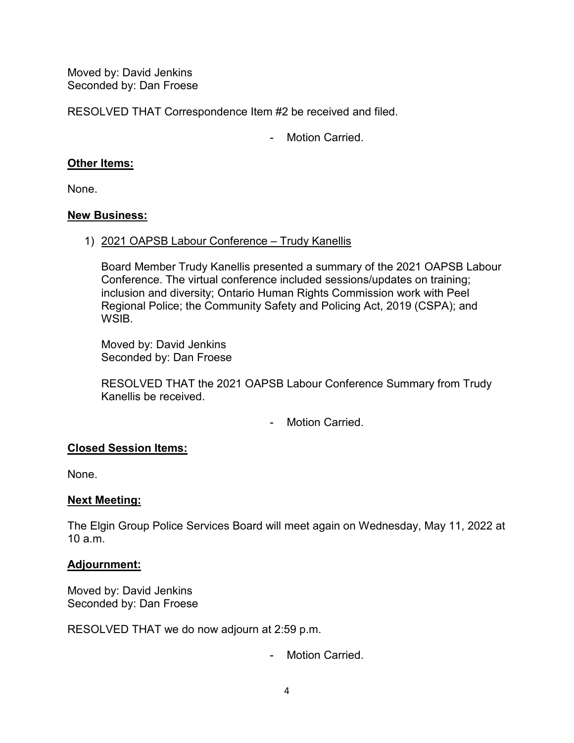Moved by: David Jenkins
Seconded by: Dan Froese

RESOLVED THAT Correspondence Item #2 be received and filed.

- Motion Carried.

**Other Items:**

None.

**New Business:**

1) 2021 OAPSB Labour Conference – Trudy Kanellis

   Board Member Trudy Kanellis presented a summary of the 2021 OAPSB Labour Conference. The virtual conference included sessions/updates on training; inclusion and diversity; Ontario Human Rights Commission work with Peel Regional Police; the Community Safety and Policing Act, 2019 (CSPA); and WSIB.

   Moved by: David Jenkins
   Seconded by: Dan Froese

   RESOLVED THAT the 2021 OAPSB Labour Conference Summary from Trudy Kanellis be received.

   - Motion Carried.

**Closed Session Items:**

None.

**Next Meeting:**

The Elgin Group Police Services Board will meet again on Wednesday, May 11, 2022 at 10 a.m.

**Adjournment:**

Moved by: David Jenkins
Seconded by: Dan Froese

RESOLVED THAT we do now adjourn at 2:59 p.m.

- Motion Carried.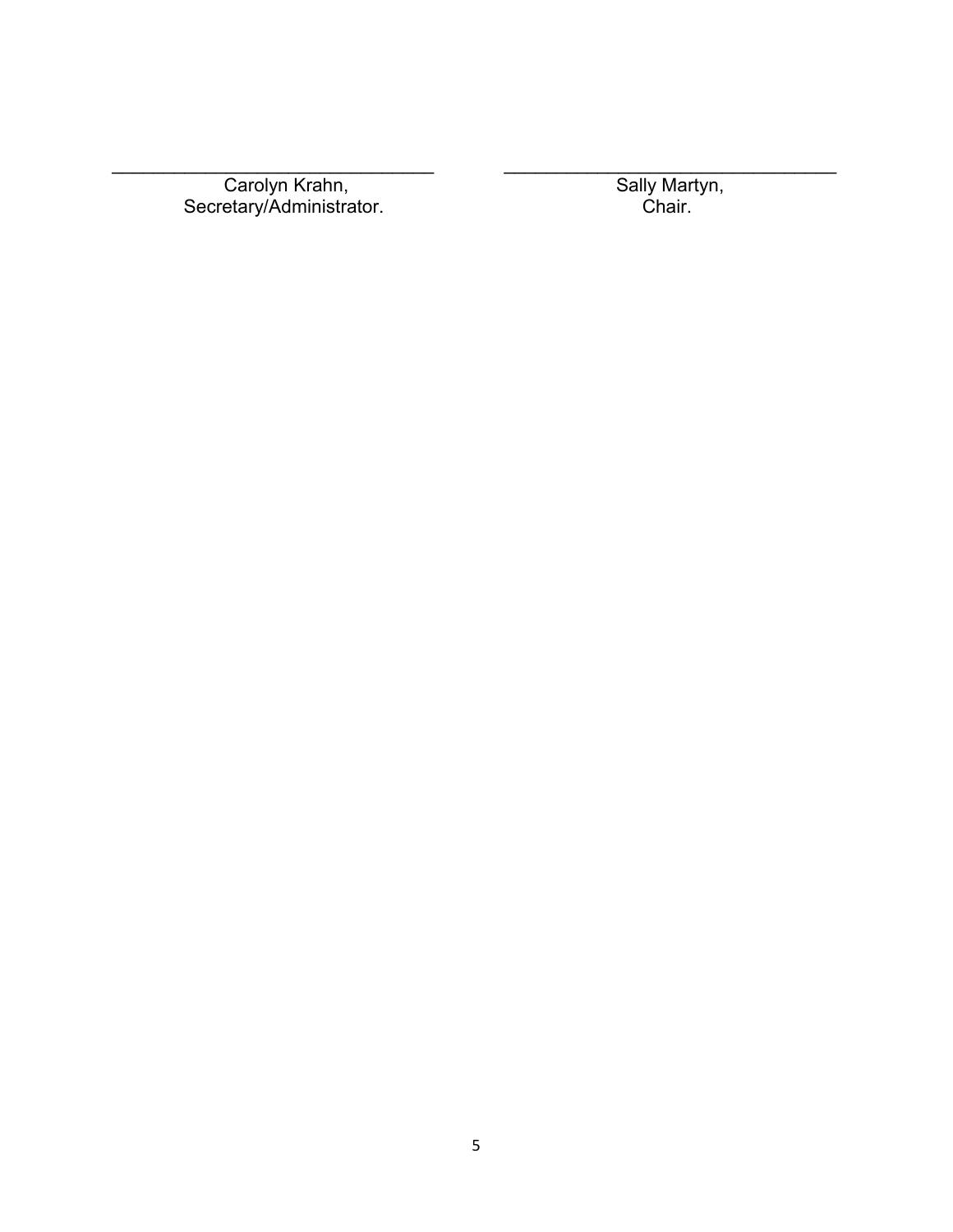\_\_\_\_\_\_\_\_\_\_\_\_\_\_\_\_\_\_\_\_\_\_\_\_\_\_\_\_\_\_\_\_\_\_
Carolyn Krahn,
Secretary/Administrator.

\_\_\_\_\_\_\_\_\_\_\_\_\_\_\_\_\_\_\_\_\_\_\_\_\_\_\_\_\_\_\_\_\_\_
Sally Martyn,
Chair.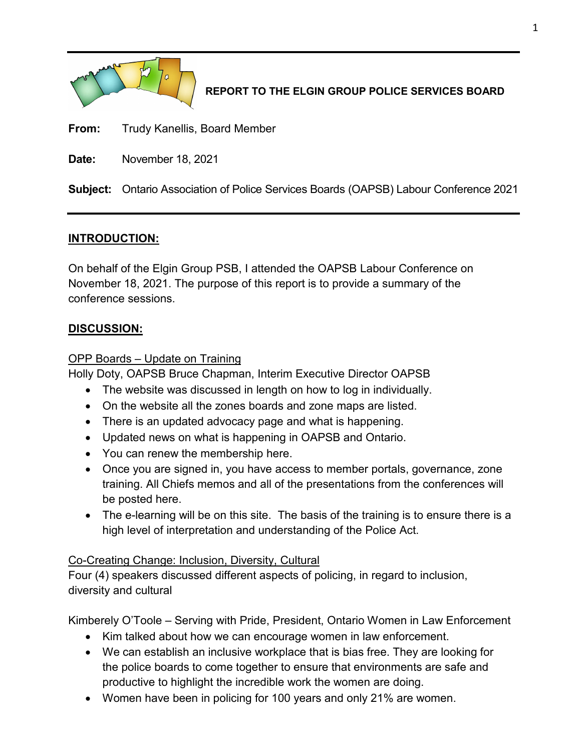**REPORT TO THE ELGIN GROUP POLICE SERVICES BOARD**

---

**From:** Trudy Kanellis, Board Member

**Date:** November 18, 2021

**Subject:** Ontario Association of Police Services Boards (OAPSB) Labour Conference 2021

---

## INTRODUCTION:

On behalf of the Elgin Group PSB, I attended the OAPSB Labour Conference on November 18, 2021. The purpose of this report is to provide a summary of the conference sessions.

## DISCUSSION:

OPP Boards – Update on Training

Holly Doty, OAPSB Bruce Chapman, Interim Executive Director OAPSB

- The website was discussed in length on how to log in individually.
- On the website all the zones boards and zone maps are listed.
- There is an updated advocacy page and what is happening.
- Updated news on what is happening in OAPSB and Ontario.
- You can renew the membership here.
- Once you are signed in, you have access to member portals, governance, zone training. All Chiefs memos and all of the presentations from the conferences will be posted here.
- The e-learning will be on this site. The basis of the training is to ensure there is a high level of interpretation and understanding of the Police Act.

Co-Creating Change: Inclusion, Diversity, Cultural

Four (4) speakers discussed different aspects of policing, in regard to inclusion, diversity and cultural

Kimberely O'Toole – Serving with Pride, President, Ontario Women in Law Enforcement

- Kim talked about how we can encourage women in law enforcement.
- We can establish an inclusive workplace that is bias free. They are looking for the police boards to come together to ensure that environments are safe and productive to highlight the incredible work the women are doing.
- Women have been in policing for 100 years and only 21% are women.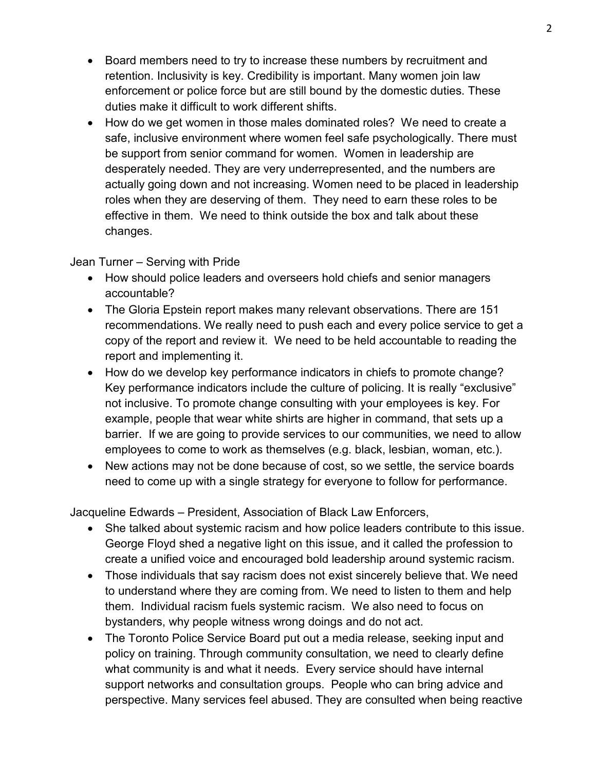- Board members need to try to increase these numbers by recruitment and retention. Inclusivity is key. Credibility is important. Many women join law enforcement or police force but are still bound by the domestic duties. These duties make it difficult to work different shifts.
- How do we get women in those males dominated roles? We need to create a safe, inclusive environment where women feel safe psychologically. There must be support from senior command for women. Women in leadership are desperately needed. They are very underrepresented, and the numbers are actually going down and not increasing. Women need to be placed in leadership roles when they are deserving of them. They need to earn these roles to be effective in them. We need to think outside the box and talk about these changes.

Jean Turner – Serving with Pride

- How should police leaders and overseers hold chiefs and senior managers accountable?
- The Gloria Epstein report makes many relevant observations. There are 151 recommendations. We really need to push each and every police service to get a copy of the report and review it. We need to be held accountable to reading the report and implementing it.
- How do we develop key performance indicators in chiefs to promote change? Key performance indicators include the culture of policing. It is really "exclusive" not inclusive. To promote change consulting with your employees is key. For example, people that wear white shirts are higher in command, that sets up a barrier. If we are going to provide services to our communities, we need to allow employees to come to work as themselves (e.g. black, lesbian, woman, etc.).
- New actions may not be done because of cost, so we settle, the service boards need to come up with a single strategy for everyone to follow for performance.

Jacqueline Edwards – President, Association of Black Law Enforcers,

- She talked about systemic racism and how police leaders contribute to this issue. George Floyd shed a negative light on this issue, and it called the profession to create a unified voice and encouraged bold leadership around systemic racism.
- Those individuals that say racism does not exist sincerely believe that. We need to understand where they are coming from. We need to listen to them and help them. Individual racism fuels systemic racism. We also need to focus on bystanders, why people witness wrong doings and do not act.
- The Toronto Police Service Board put out a media release, seeking input and policy on training. Through community consultation, we need to clearly define what community is and what it needs. Every service should have internal support networks and consultation groups. People who can bring advice and perspective. Many services feel abused. They are consulted when being reactive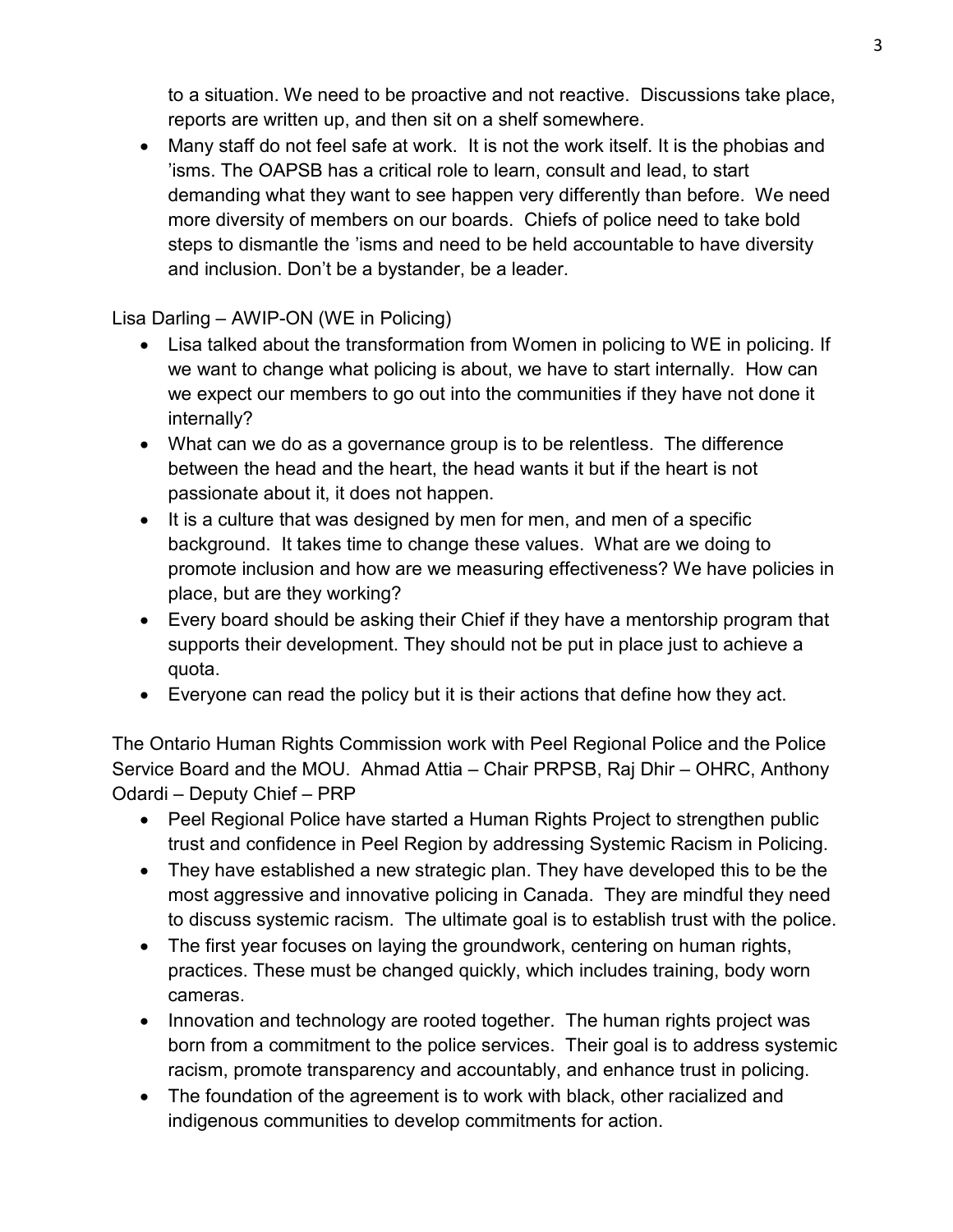to a situation. We need to be proactive and not reactive. Discussions take place, reports are written up, and then sit on a shelf somewhere.

- Many staff do not feel safe at work. It is not the work itself. It is the phobias and 'isms. The OAPSB has a critical role to learn, consult and lead, to start demanding what they want to see happen very differently than before. We need more diversity of members on our boards. Chiefs of police need to take bold steps to dismantle the 'isms and need to be held accountable to have diversity and inclusion. Don't be a bystander, be a leader.

Lisa Darling – AWIP-ON (WE in Policing)

- Lisa talked about the transformation from Women in policing to WE in policing. If we want to change what policing is about, we have to start internally. How can we expect our members to go out into the communities if they have not done it internally?
- What can we do as a governance group is to be relentless. The difference between the head and the heart, the head wants it but if the heart is not passionate about it, it does not happen.
- It is a culture that was designed by men for men, and men of a specific background. It takes time to change these values. What are we doing to promote inclusion and how are we measuring effectiveness? We have policies in place, but are they working?
- Every board should be asking their Chief if they have a mentorship program that supports their development. They should not be put in place just to achieve a quota.
- Everyone can read the policy but it is their actions that define how they act.

The Ontario Human Rights Commission work with Peel Regional Police and the Police Service Board and the MOU. Ahmad Attia – Chair PRPSB, Raj Dhir – OHRC, Anthony Odardi – Deputy Chief – PRP

- Peel Regional Police have started a Human Rights Project to strengthen public trust and confidence in Peel Region by addressing Systemic Racism in Policing.
- They have established a new strategic plan. They have developed this to be the most aggressive and innovative policing in Canada. They are mindful they need to discuss systemic racism. The ultimate goal is to establish trust with the police.
- The first year focuses on laying the groundwork, centering on human rights, practices. These must be changed quickly, which includes training, body worn cameras.
- Innovation and technology are rooted together. The human rights project was born from a commitment to the police services. Their goal is to address systemic racism, promote transparency and accountably, and enhance trust in policing.
- The foundation of the agreement is to work with black, other racialized and indigenous communities to develop commitments for action.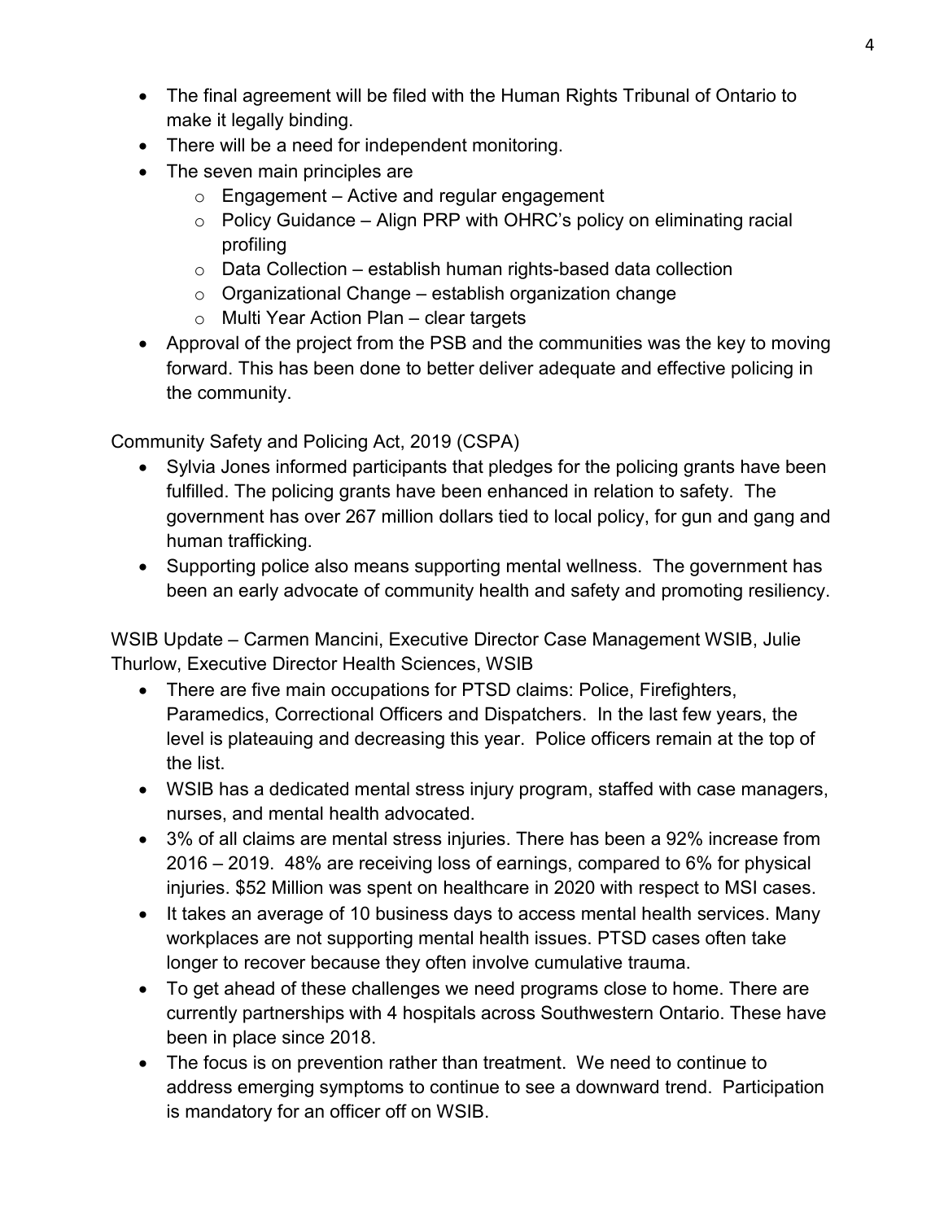- The final agreement will be filed with the Human Rights Tribunal of Ontario to make it legally binding.
- There will be a need for independent monitoring.
- The seven main principles are
  - Engagement – Active and regular engagement
  - Policy Guidance – Align PRP with OHRC's policy on eliminating racial profiling
  - Data Collection – establish human rights-based data collection
  - Organizational Change – establish organization change
  - Multi Year Action Plan – clear targets
- Approval of the project from the PSB and the communities was the key to moving forward. This has been done to better deliver adequate and effective policing in the community.

Community Safety and Policing Act, 2019 (CSPA)

- Sylvia Jones informed participants that pledges for the policing grants have been fulfilled. The policing grants have been enhanced in relation to safety. The government has over 267 million dollars tied to local policy, for gun and gang and human trafficking.
- Supporting police also means supporting mental wellness. The government has been an early advocate of community health and safety and promoting resiliency.

WSIB Update – Carmen Mancini, Executive Director Case Management WSIB, Julie Thurlow, Executive Director Health Sciences, WSIB

- There are five main occupations for PTSD claims: Police, Firefighters, Paramedics, Correctional Officers and Dispatchers. In the last few years, the level is plateauing and decreasing this year. Police officers remain at the top of the list.
- WSIB has a dedicated mental stress injury program, staffed with case managers, nurses, and mental health advocated.
- 3% of all claims are mental stress injuries. There has been a 92% increase from 2016 – 2019. 48% are receiving loss of earnings, compared to 6% for physical injuries. $52 Million was spent on healthcare in 2020 with respect to MSI cases.
- It takes an average of 10 business days to access mental health services. Many workplaces are not supporting mental health issues. PTSD cases often take longer to recover because they often involve cumulative trauma.
- To get ahead of these challenges we need programs close to home. There are currently partnerships with 4 hospitals across Southwestern Ontario. These have been in place since 2018.
- The focus is on prevention rather than treatment. We need to continue to address emerging symptoms to continue to see a downward trend. Participation is mandatory for an officer off on WSIB.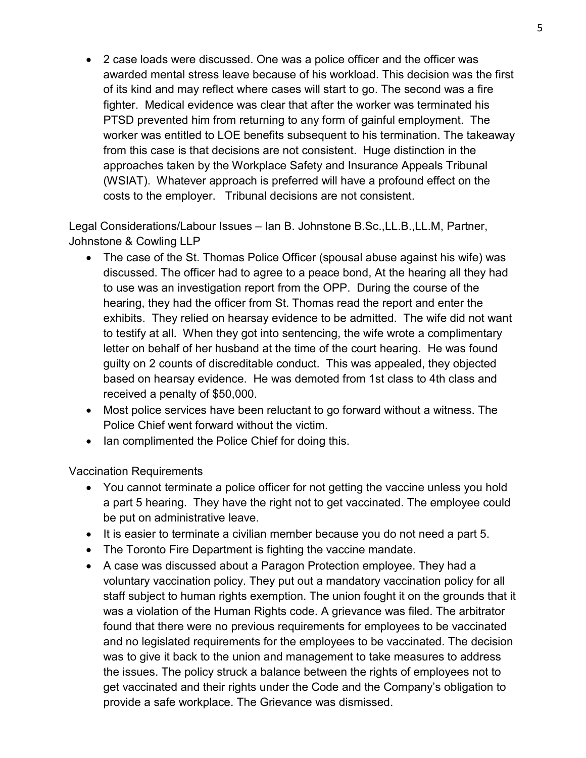- 2 case loads were discussed. One was a police officer and the officer was awarded mental stress leave because of his workload. This decision was the first of its kind and may reflect where cases will start to go. The second was a fire fighter. Medical evidence was clear that after the worker was terminated his PTSD prevented him from returning to any form of gainful employment. The worker was entitled to LOE benefits subsequent to his termination. The takeaway from this case is that decisions are not consistent. Huge distinction in the approaches taken by the Workplace Safety and Insurance Appeals Tribunal (WSIAT). Whatever approach is preferred will have a profound effect on the costs to the employer. Tribunal decisions are not consistent.

Legal Considerations/Labour Issues – Ian B. Johnstone B.Sc.,LL.B.,LL.M, Partner, Johnstone & Cowling LLP

- The case of the St. Thomas Police Officer (spousal abuse against his wife) was discussed. The officer had to agree to a peace bond, At the hearing all they had to use was an investigation report from the OPP. During the course of the hearing, they had the officer from St. Thomas read the report and enter the exhibits. They relied on hearsay evidence to be admitted. The wife did not want to testify at all. When they got into sentencing, the wife wrote a complimentary letter on behalf of her husband at the time of the court hearing. He was found guilty on 2 counts of discreditable conduct. This was appealed, they objected based on hearsay evidence. He was demoted from 1st class to 4th class and received a penalty of $50,000.
- Most police services have been reluctant to go forward without a witness. The Police Chief went forward without the victim.
- Ian complimented the Police Chief for doing this.

Vaccination Requirements

- You cannot terminate a police officer for not getting the vaccine unless you hold a part 5 hearing. They have the right not to get vaccinated. The employee could be put on administrative leave.
- It is easier to terminate a civilian member because you do not need a part 5.
- The Toronto Fire Department is fighting the vaccine mandate.
- A case was discussed about a Paragon Protection employee. They had a voluntary vaccination policy. They put out a mandatory vaccination policy for all staff subject to human rights exemption. The union fought it on the grounds that it was a violation of the Human Rights code. A grievance was filed. The arbitrator found that there were no previous requirements for employees to be vaccinated and no legislated requirements for the employees to be vaccinated. The decision was to give it back to the union and management to take measures to address the issues. The policy struck a balance between the rights of employees not to get vaccinated and their rights under the Code and the Company's obligation to provide a safe workplace. The Grievance was dismissed.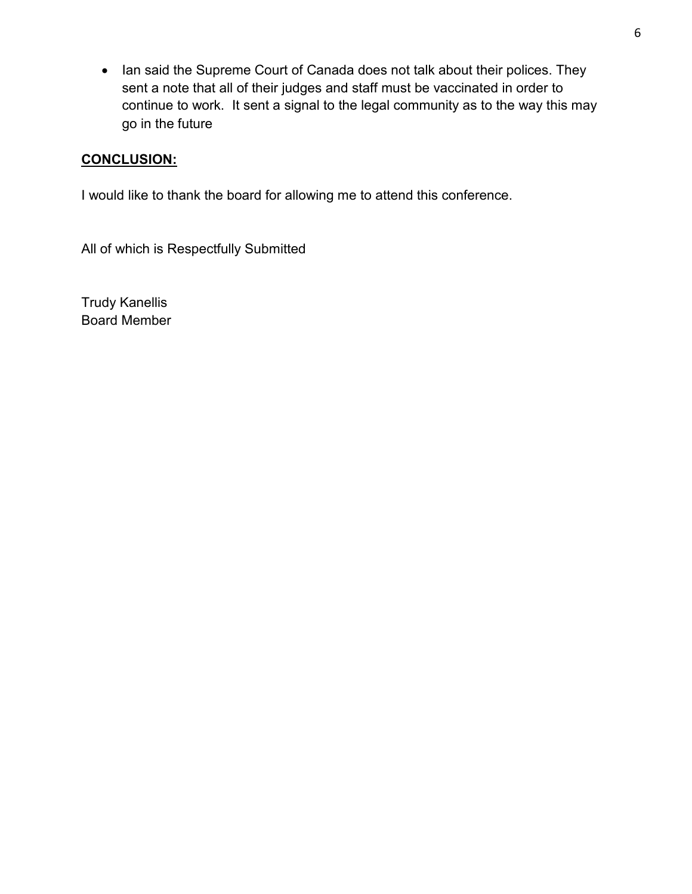- Ian said the Supreme Court of Canada does not talk about their polices. They sent a note that all of their judges and staff must be vaccinated in order to continue to work.  It sent a signal to the legal community as to the way this may go in the future

**CONCLUSION:**

I would like to thank the board for allowing me to attend this conference.

All of which is Respectfully Submitted

Trudy Kanellis
Board Member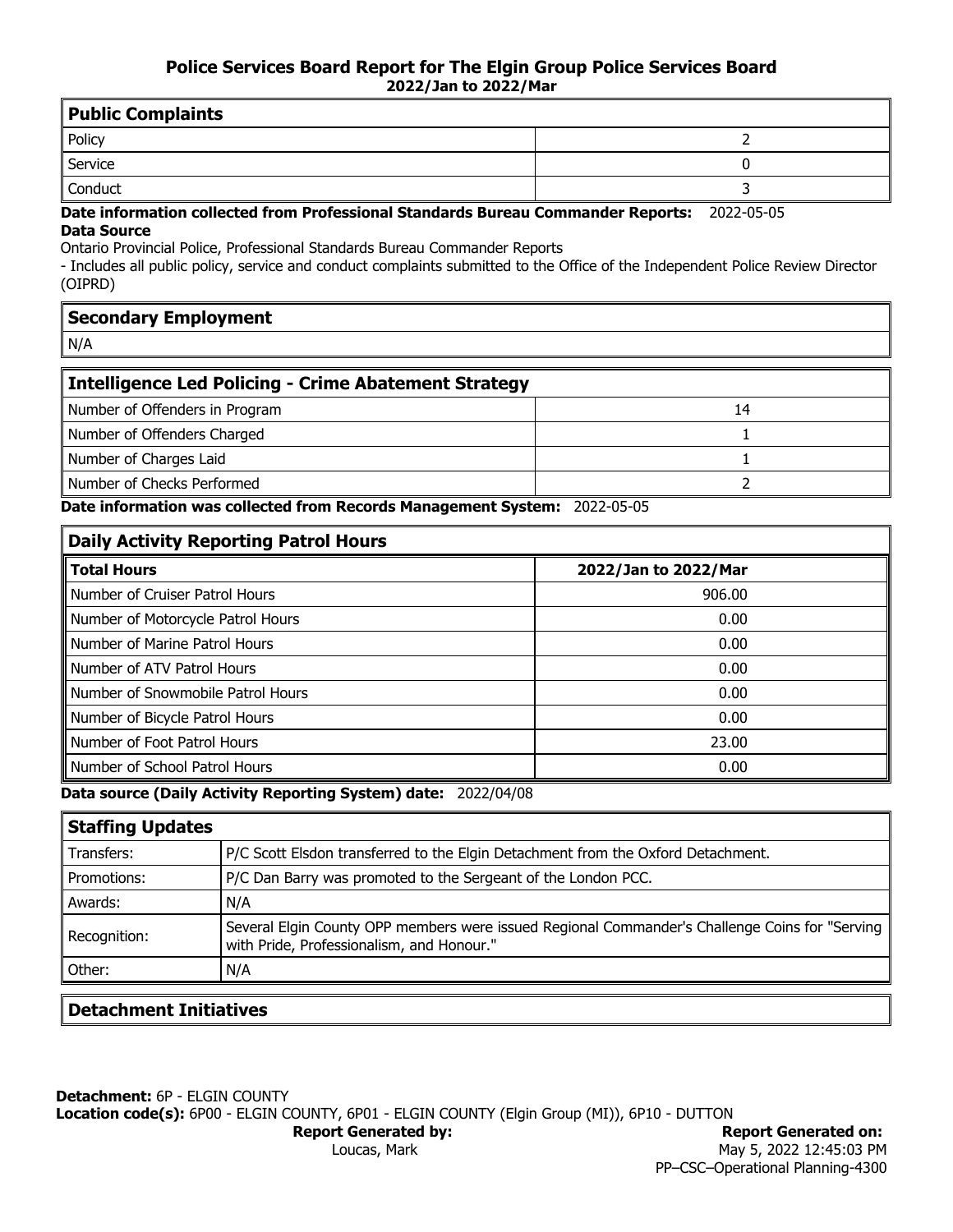## Police Services Board Report for The Elgin Group Police Services Board
**2022/Jan to 2022/Mar**

| Public Complaints | |
|---|---|
| Policy | 2 |
| Service | 0 |
| Conduct | 3 |

**Date information collected from Professional Standards Bureau Commander Reports:** 2022-05-05

**Data Source**

Ontario Provincial Police, Professional Standards Bureau Commander Reports

- Includes all public policy, service and conduct complaints submitted to the Office of the Independent Police Review Director (OIPRD)

| Secondary Employment |
|---|
| N/A |

| Intelligence Led Policing - Crime Abatement Strategy | |
|---|---|
| Number of Offenders in Program | 14 |
| Number of Offenders Charged | 1 |
| Number of Charges Laid | 1 |
| Number of Checks Performed | 2 |

**Date information was collected from Records Management System:** 2022-05-05

**Daily Activity Reporting Patrol Hours**

| Total Hours | 2022/Jan to 2022/Mar |
|---|---|
| Number of Cruiser Patrol Hours | 906.00 |
| Number of Motorcycle Patrol Hours | 0.00 |
| Number of Marine Patrol Hours | 0.00 |
| Number of ATV Patrol Hours | 0.00 |
| Number of Snowmobile Patrol Hours | 0.00 |
| Number of Bicycle Patrol Hours | 0.00 |
| Number of Foot Patrol Hours | 23.00 |
| Number of School Patrol Hours | 0.00 |

**Data source (Daily Activity Reporting System) date:** 2022/04/08

| Staffing Updates | |
|---|---|
| Transfers: | P/C Scott Elsdon transferred to the Elgin Detachment from the Oxford Detachment. |
| Promotions: | P/C Dan Barry was promoted to the Sergeant of the London PCC. |
| Awards: | N/A |
| Recognition: | Several Elgin County OPP members were issued Regional Commander's Challenge Coins for "Serving with Pride, Professionalism, and Honour." |
| Other: | N/A |

**Detachment Initiatives**

**Detachment:** 6P - ELGIN COUNTY
**Location code(s):** 6P00 - ELGIN COUNTY, 6P01 - ELGIN COUNTY (Elgin Group (MI)), 6P10 - DUTTON

**Report Generated by:** Loucas, Mark

**Report Generated on:** May 5, 2022 12:45:03 PM

PP–CSC–Operational Planning-4300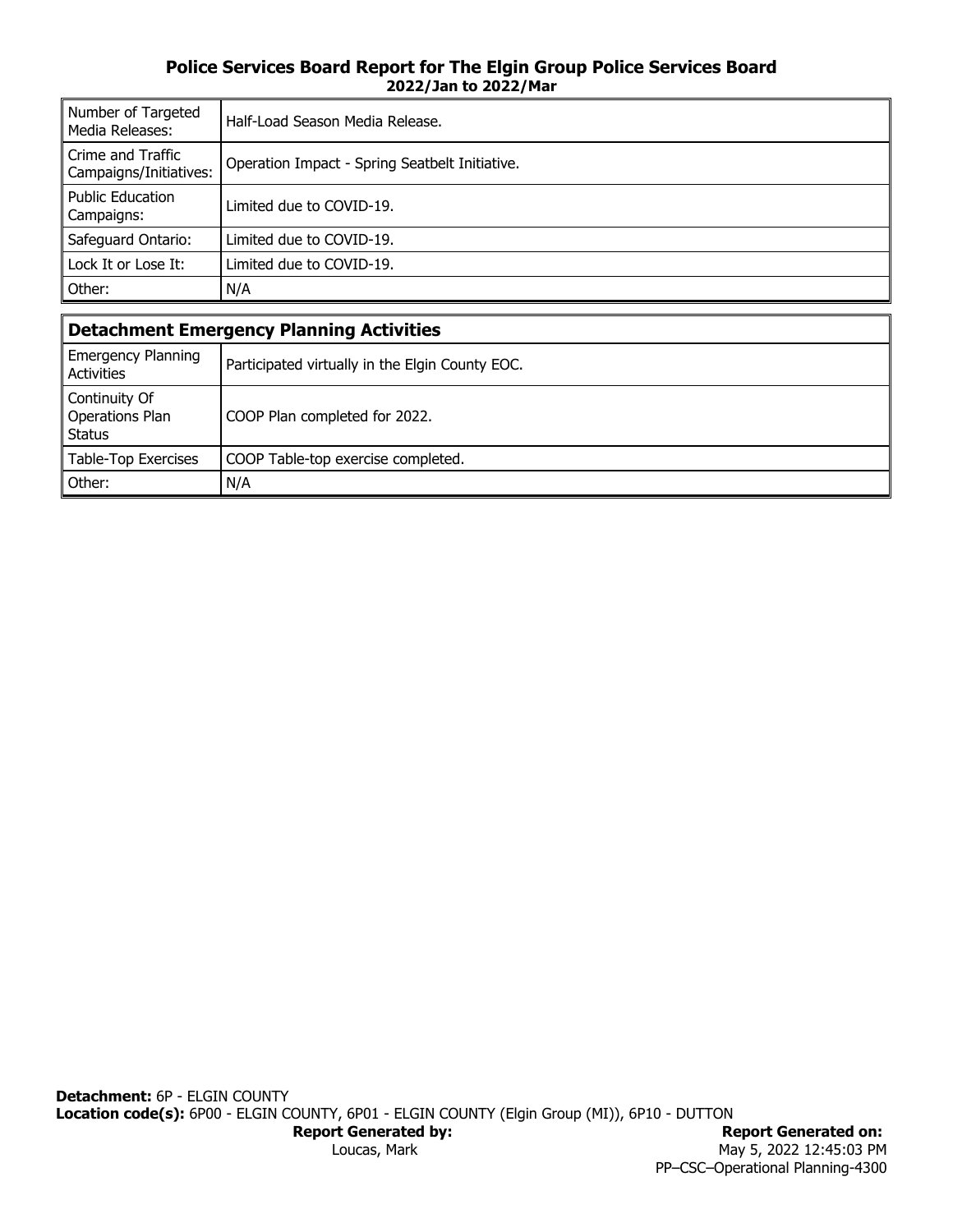**Police Services Board Report for The Elgin Group Police Services Board**
**2022/Jan to 2022/Mar**

| | |
|---|---|
| Number of Targeted Media Releases: | Half-Load Season Media Release. |
| Crime and Traffic Campaigns/Initiatives: | Operation Impact - Spring Seatbelt Initiative. |
| Public Education Campaigns: | Limited due to COVID-19. |
| Safeguard Ontario: | Limited due to COVID-19. |
| Lock It or Lose It: | Limited due to COVID-19. |
| Other: | N/A |

## Detachment Emergency Planning Activities

| | |
|---|---|
| Emergency Planning Activities | Participated virtually in the Elgin County EOC. |
| Continuity Of Operations Plan Status | COOP Plan completed for 2022. |
| Table-Top Exercises | COOP Table-top exercise completed. |
| Other: | N/A |

**Detachment:** 6P - ELGIN COUNTY
**Location code(s):** 6P00 - ELGIN COUNTY, 6P01 - ELGIN COUNTY (Elgin Group (MI)), 6P10 - DUTTON

**Report Generated by:**
Loucas, Mark

**Report Generated on:**
May 5, 2022 12:45:03 PM
PP–CSC–Operational Planning-4300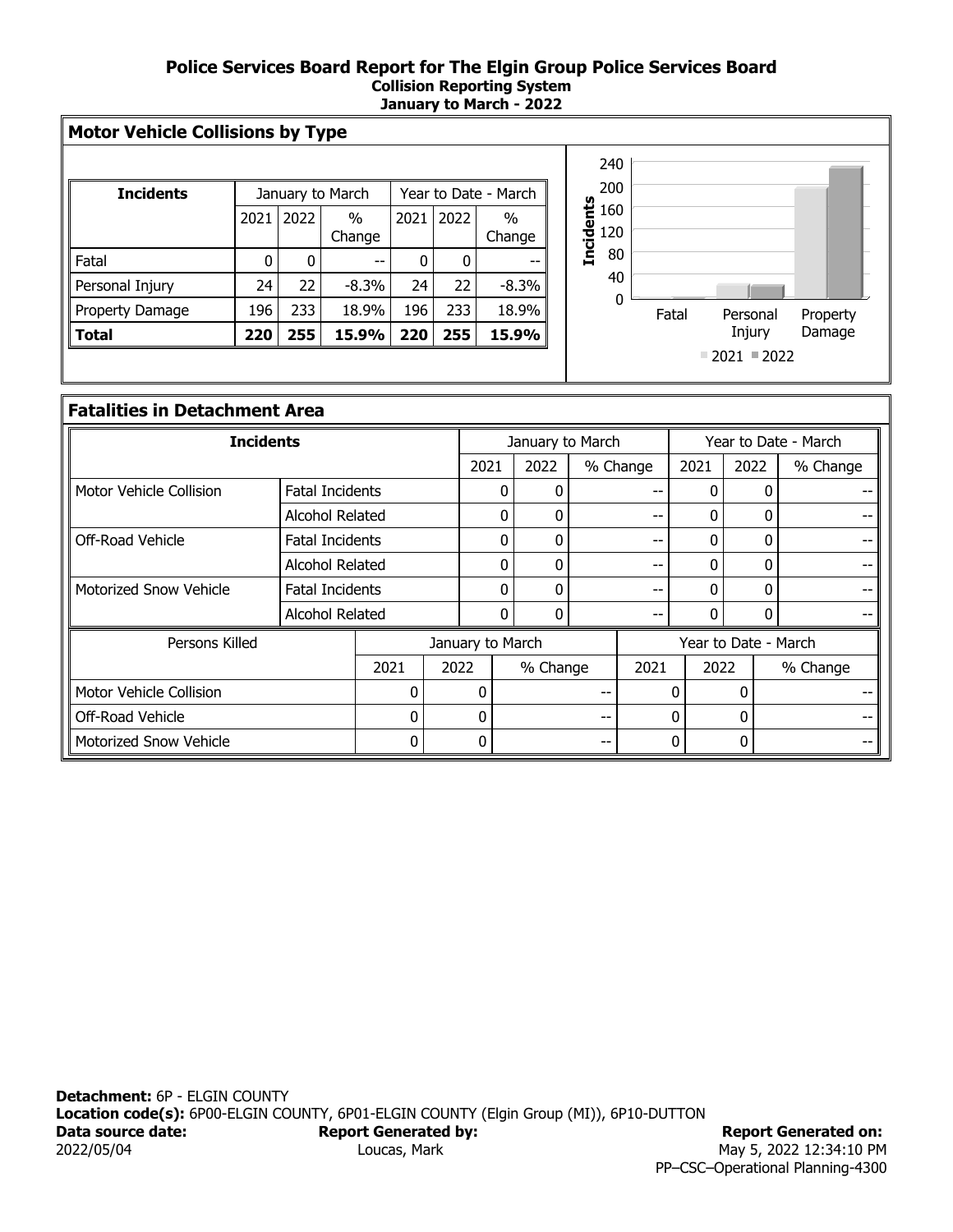# Police Services Board Report for The Elgin Group Police Services Board

**Collision Reporting System**

**January to March - 2022**

## Motor Vehicle Collisions by Type

| Incidents | January to March | | | Year to Date - March | | |
|---|---|---|---|---|---|---|
| | 2021 | 2022 | % Change | 2021 | 2022 | % Change |
| Fatal | 0 | 0 | -- | 0 | 0 | -- |
| Personal Injury | 24 | 22 | -8.3% | 24 | 22 | -8.3% |
| Property Damage | 196 | 233 | 18.9% | 196 | 233 | 18.9% |
| **Total** | **220** | **255** | **15.9%** | **220** | **255** | **15.9%** |

## Fatalities in Detachment Area

| Incidents | | January to March | | | Year to Date - March | | |
|---|---|---|---|---|---|---|---|
| | | 2021 | 2022 | % Change | 2021 | 2022 | % Change |
| Motor Vehicle Collision | Fatal Incidents | 0 | 0 | -- | 0 | 0 | -- |
| | Alcohol Related | 0 | 0 | -- | 0 | 0 | -- |
| Off-Road Vehicle | Fatal Incidents | 0 | 0 | -- | 0 | 0 | -- |
| | Alcohol Related | 0 | 0 | -- | 0 | 0 | -- |
| Motorized Snow Vehicle | Fatal Incidents | 0 | 0 | -- | 0 | 0 | -- |
| | Alcohol Related | 0 | 0 | -- | 0 | 0 | -- |

| Persons Killed | January to March | | | Year to Date - March | | |
|---|---|---|---|---|---|---|
| | 2021 | 2022 | % Change | 2021 | 2022 | % Change |
| Motor Vehicle Collision | 0 | 0 | -- | 0 | 0 | -- |
| Off-Road Vehicle | 0 | 0 | -- | 0 | 0 | -- |
| Motorized Snow Vehicle | 0 | 0 | -- | 0 | 0 | -- |

**Detachment:** 6P - ELGIN COUNTY

**Location code(s):** 6P00-ELGIN COUNTY, 6P01-ELGIN COUNTY (Elgin Group (MI)), 6P10-DUTTON

**Data source date:** 2022/05/04

**Report Generated by:** Loucas, Mark

**Report Generated on:** May 5, 2022 12:34:10 PM

PP–CSC–Operational Planning-4300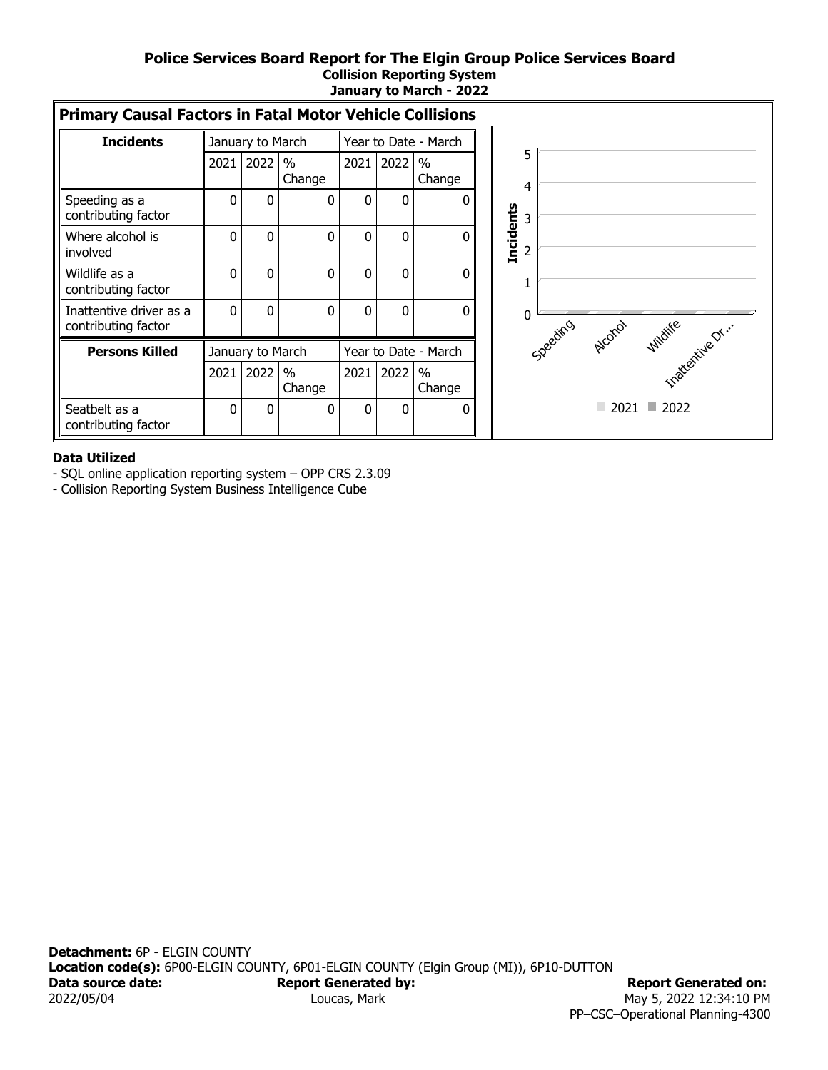# Police Services Board Report for The Elgin Group Police Services Board

**Collision Reporting System**

**January to March - 2022**

## Primary Causal Factors in Fatal Motor Vehicle Collisions

| Incidents | January to March | | | Year to Date - March | | |
|---|---|---|---|---|---|---|
| | 2021 | 2022 | % Change | 2021 | 2022 | % Change |
| Speeding as a contributing factor | 0 | 0 | 0 | 0 | 0 | 0 |
| Where alcohol is involved | 0 | 0 | 0 | 0 | 0 | 0 |
| Wildlife as a contributing factor | 0 | 0 | 0 | 0 | 0 | 0 |
| Inattentive driver as a contributing factor | 0 | 0 | 0 | 0 | 0 | 0 |

| Persons Killed | January to March | | | Year to Date - March | | |
|---|---|---|---|---|---|---|
| | 2021 | 2022 | % Change | 2021 | 2022 | % Change |
| Seatbelt as a contributing factor | 0 | 0 | 0 | 0 | 0 | 0 |

**Data Utilized**

- SQL online application reporting system – OPP CRS 2.3.09
- Collision Reporting System Business Intelligence Cube

**Detachment:** 6P - ELGIN COUNTY

**Location code(s):** 6P00-ELGIN COUNTY, 6P01-ELGIN COUNTY (Elgin Group (MI)), 6P10-DUTTON

**Data source date:** 2022/05/04

**Report Generated by:** Loucas, Mark

**Report Generated on:** May 5, 2022 12:34:10 PM

PP–CSC–Operational Planning-4300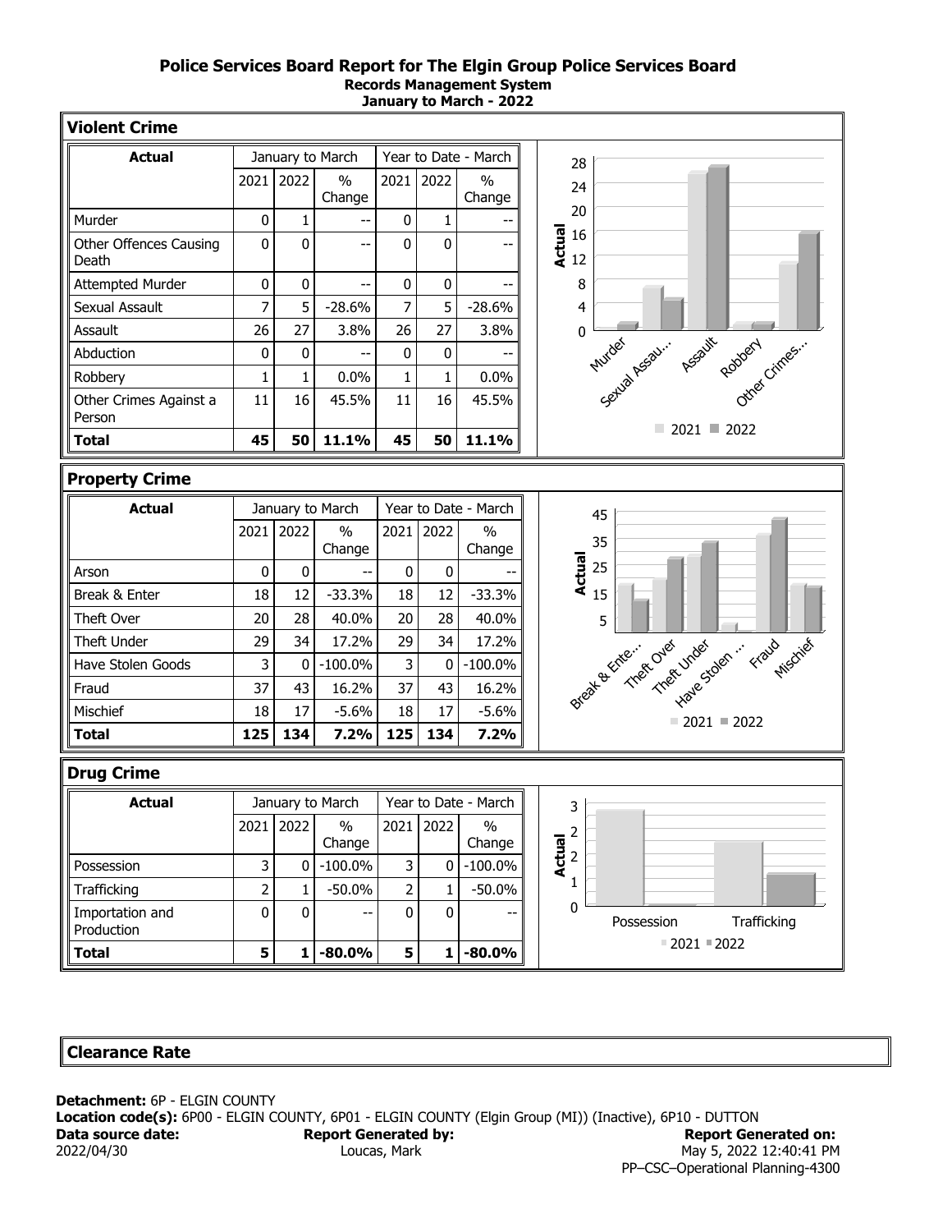**Police Services Board Report for The Elgin Group Police Services Board**
**Records Management System**
**January to March - 2022**

## Violent Crime

| Actual | January to March | | | Year to Date - March | | |
|---|---|---|---|---|---|---|
| | 2021 | 2022 | % Change | 2021 | 2022 | % Change |
| Murder | 0 | 1 | -- | 0 | 1 | -- |
| Other Offences Causing Death | 0 | 0 | -- | 0 | 0 | -- |
| Attempted Murder | 0 | 0 | -- | 0 | 0 | -- |
| Sexual Assault | 7 | 5 | -28.6% | 7 | 5 | -28.6% |
| Assault | 26 | 27 | 3.8% | 26 | 27 | 3.8% |
| Abduction | 0 | 0 | -- | 0 | 0 | -- |
| Robbery | 1 | 1 | 0.0% | 1 | 1 | 0.0% |
| Other Crimes Against a Person | 11 | 16 | 45.5% | 11 | 16 | 45.5% |
| **Total** | **45** | **50** | **11.1%** | **45** | **50** | **11.1%** |

## Property Crime

| Actual | January to March | | | Year to Date - March | | |
|---|---|---|---|---|---|---|
| | 2021 | 2022 | % Change | 2021 | 2022 | % Change |
| Arson | 0 | 0 | -- | 0 | 0 | -- |
| Break & Enter | 18 | 12 | -33.3% | 18 | 12 | -33.3% |
| Theft Over | 20 | 28 | 40.0% | 20 | 28 | 40.0% |
| Theft Under | 29 | 34 | 17.2% | 29 | 34 | 17.2% |
| Have Stolen Goods | 3 | 0 | -100.0% | 3 | 0 | -100.0% |
| Fraud | 37 | 43 | 16.2% | 37 | 43 | 16.2% |
| Mischief | 18 | 17 | -5.6% | 18 | 17 | -5.6% |
| **Total** | **125** | **134** | **7.2%** | **125** | **134** | **7.2%** |

## Drug Crime

| Actual | January to March | | | Year to Date - March | | |
|---|---|---|---|---|---|---|
| | 2021 | 2022 | % Change | 2021 | 2022 | % Change |
| Possession | 3 | 0 | -100.0% | 3 | 0 | -100.0% |
| Trafficking | 2 | 1 | -50.0% | 2 | 1 | -50.0% |
| Importation and Production | 0 | 0 | -- | 0 | 0 | -- |
| **Total** | **5** | **1** | **-80.0%** | **5** | **1** | **-80.0%** |

## Clearance Rate

**Detachment:** 6P - ELGIN COUNTY
**Location code(s):** 6P00 - ELGIN COUNTY, 6P01 - ELGIN COUNTY (Elgin Group (MI)) (Inactive), 6P10 - DUTTON

**Data source date:** 2022/04/30
**Report Generated by:** Loucas, Mark
**Report Generated on:** May 5, 2022 12:40:41 PM
PP–CSC–Operational Planning-4300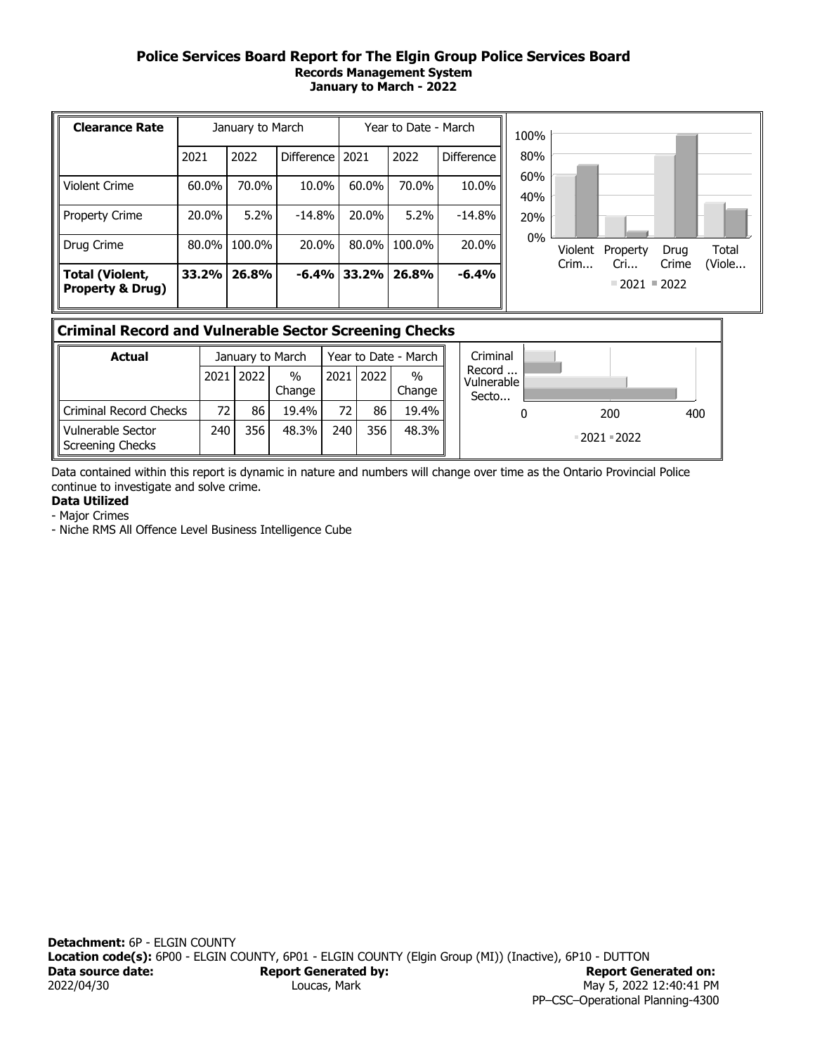**Police Services Board Report for The Elgin Group Police Services Board**
**Records Management System**
**January to March - 2022**

| Clearance Rate | January to March | | | Year to Date - March | | |
|---|---|---|---|---|---|---|
| | 2021 | 2022 | Difference | 2021 | 2022 | Difference |
| Violent Crime | 60.0% | 70.0% | 10.0% | 60.0% | 70.0% | 10.0% |
| Property Crime | 20.0% | 5.2% | -14.8% | 20.0% | 5.2% | -14.8% |
| Drug Crime | 80.0% | 100.0% | 20.0% | 80.0% | 100.0% | 20.0% |
| **Total (Violent, Property & Drug)** | **33.2%** | **26.8%** | **-6.4%** | **33.2%** | **26.8%** | **-6.4%** |

100%
80%
60%
40%
20%
0%
Violent Crim...
Property Cri...
Drug Crime
Total (Viole...
2021 2022

## Criminal Record and Vulnerable Sector Screening Checks

| Actual | January to March | | | Year to Date - March | | |
|---|---|---|---|---|---|---|
| | 2021 | 2022 | % Change | 2021 | 2022 | % Change |
| Criminal Record Checks | 72 | 86 | 19.4% | 72 | 86 | 19.4% |
| Vulnerable Sector Screening Checks | 240 | 356 | 48.3% | 240 | 356 | 48.3% |

Criminal Record ...
Vulnerable Secto...
0
200
400
2021 2022

Data contained within this report is dynamic in nature and numbers will change over time as the Ontario Provincial Police continue to investigate and solve crime.

**Data Utilized**

- Major Crimes
- Niche RMS All Offence Level Business Intelligence Cube

**Detachment:** 6P - ELGIN COUNTY
**Location code(s):** 6P00 - ELGIN COUNTY, 6P01 - ELGIN COUNTY (Elgin Group (MI)) (Inactive), 6P10 - DUTTON
**Data source date:** 2022/04/30
**Report Generated by:** Loucas, Mark
**Report Generated on:** May 5, 2022 12:40:41 PM
PP–CSC–Operational Planning-4300